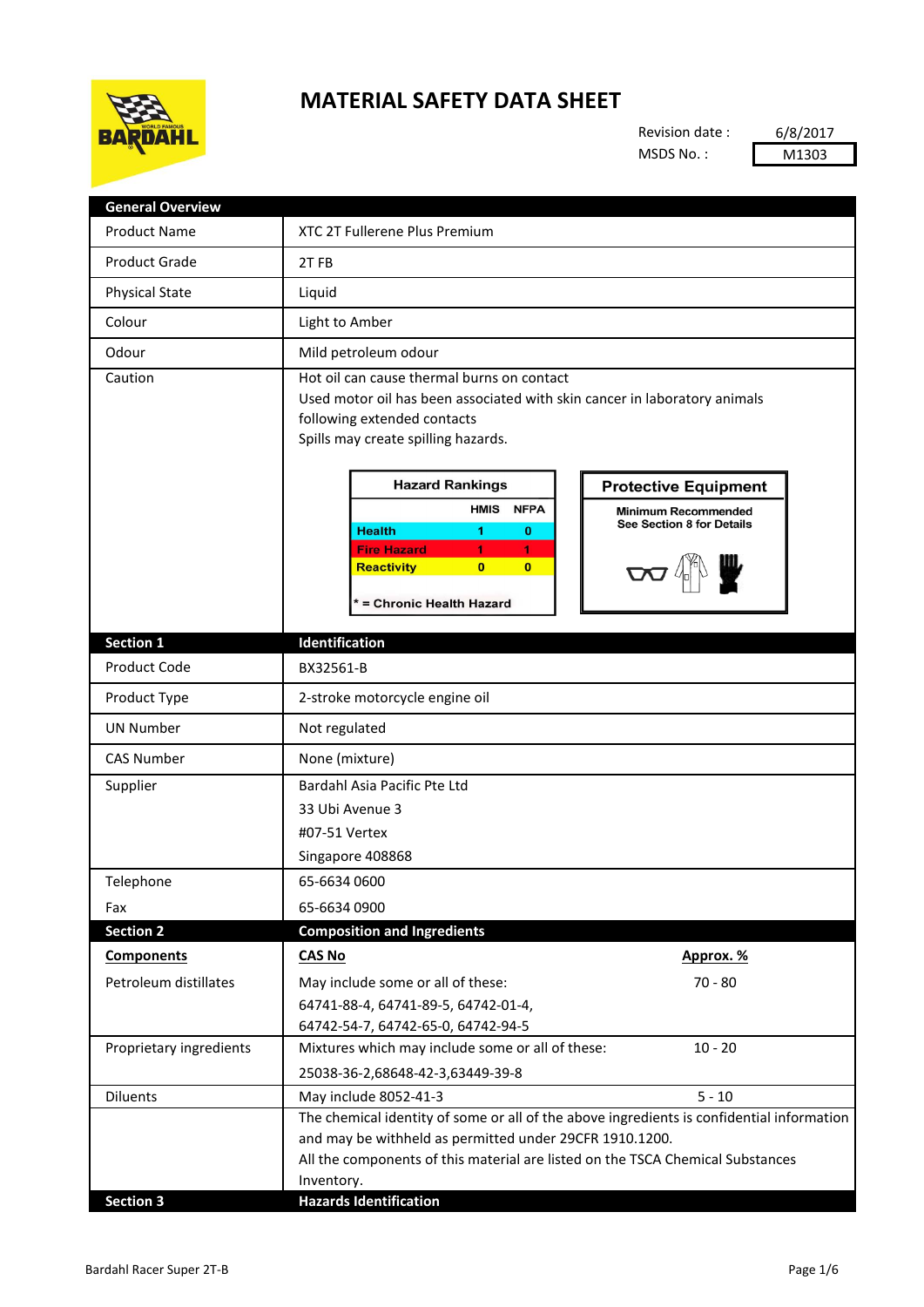# MATERIAL SAFETY DATA SHEET

Revision date : 6/8/2017
MSDS No. : M1303

## General Overview

| | |
|---|---|
| Product Name | XTC 2T Fullerene Plus Premium |
| Product Grade | 2T FB |
| Physical State | Liquid |
| Colour | Light to Amber |
| Odour | Mild petroleum odour |
| Caution | Hot oil can cause thermal burns on contact<br>Used motor oil has been associated with skin cancer in laboratory animals following extended contacts<br>Spills may create spilling hazards. |

**Hazard Rankings**

| | HMIS | NFPA |
|---|---|---|
| Health | 1 | 0 |
| Fire Hazard | 1 | 1 |
| Reactivity | 0 | 0 |

\* = Chronic Health Hazard

**Protective Equipment**

Minimum Recommended
See Section 8 for Details

## Section 1 — Identification

| | |
|---|---|
| Product Code | BX32561-B |
| Product Type | 2-stroke motorcycle engine oil |
| UN Number | Not regulated |
| CAS Number | None (mixture) |
| Supplier | Bardahl Asia Pacific Pte Ltd<br>33 Ubi Avenue 3<br>#07-51 Vertex<br>Singapore 408868 |
| Telephone | 65-6634 0600 |
| Fax | 65-6634 0900 |

## Section 2 — Composition and Ingredients

| Components | CAS No | Approx. % |
|---|---|---|
| Petroleum distillates | May include some or all of these:<br>64741-88-4, 64741-89-5, 64742-01-4,<br>64742-54-7, 64742-65-0, 64742-94-5 | 70 - 80 |
| Proprietary ingredients | Mixtures which may include some or all of these:<br>25038-36-2,68648-42-3,63449-39-8 | 10 - 20 |
| Diluents | May include 8052-41-3 | 5 - 10 |

The chemical identity of some or all of the above ingredients is confidential information and may be withheld as permitted under 29CFR 1910.1200.
All the components of this material are listed on the TSCA Chemical Substances Inventory.

## Section 3 — Hazards Identification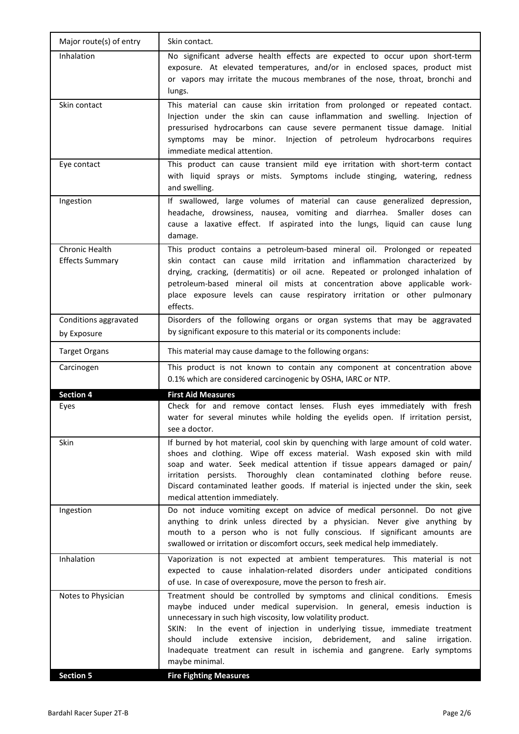| | |
|---|---|
| Major route(s) of entry | Skin contact. |
| Inhalation | No significant adverse health effects are expected to occur upon short-term exposure. At elevated temperatures, and/or in enclosed spaces, product mist or vapors may irritate the mucous membranes of the nose, throat, bronchi and lungs. |
| Skin contact | This material can cause skin irritation from prolonged or repeated contact. Injection under the skin can cause inflammation and swelling. Injection of pressurised hydrocarbons can cause severe permanent tissue damage. Initial symptoms may be minor. Injection of petroleum hydrocarbons requires immediate medical attention. |
| Eye contact | This product can cause transient mild eye irritation with short-term contact with liquid sprays or mists. Symptoms include stinging, watering, redness and swelling. |
| Ingestion | If swallowed, large volumes of material can cause generalized depression, headache, drowsiness, nausea, vomiting and diarrhea. Smaller doses can cause a laxative effect. If aspirated into the lungs, liquid can cause lung damage. |
| Chronic Health Effects Summary | This product contains a petroleum-based mineral oil. Prolonged or repeated skin contact can cause mild irritation and inflammation characterized by drying, cracking, (dermatitis) or oil acne. Repeated or prolonged inhalation of petroleum-based mineral oil mists at concentration above applicable work-place exposure levels can cause respiratory irritation or other pulmonary effects. |
| Conditions aggravated by Exposure | Disorders of the following organs or organ systems that may be aggravated by significant exposure to this material or its components include: |
| Target Organs | This material may cause damage to the following organs: |
| Carcinogen | This product is not known to contain any component at concentration above 0.1% which are considered carcinogenic by OSHA, IARC or NTP. |
| **Section 4** | **First Aid Measures** |
| Eyes | Check for and remove contact lenses. Flush eyes immediately with fresh water for several minutes while holding the eyelids open. If irritation persist, see a doctor. |
| Skin | If burned by hot material, cool skin by quenching with large amount of cold water. shoes and clothing. Wipe off excess material. Wash exposed skin with mild soap and water. Seek medical attention if tissue appears damaged or pain/ irritation persists. Thoroughly clean contaminated clothing before reuse. Discard contaminated leather goods. If material is injected under the skin, seek medical attention immediately. |
| Ingestion | Do not induce vomiting except on advice of medical personnel. Do not give anything to drink unless directed by a physician. Never give anything by mouth to a person who is not fully conscious. If significant amounts are swallowed or irritation or discomfort occurs, seek medical help immediately. |
| Inhalation | Vaporization is not expected at ambient temperatures. This material is not expected to cause inhalation-related disorders under anticipated conditions of use. In case of overexposure, move the person to fresh air. |
| Notes to Physician | Treatment should be controlled by symptoms and clinical conditions. Emesis maybe induced under medical supervision. In general, emesis induction is unnecessary in such high viscosity, low volatility product.<br>SKIN: In the event of injection in underlying tissue, immediate treatment should include extensive incision, debridement, and saline irrigation. Inadequate treatment can result in ischemia and gangrene. Early symptoms maybe minimal. |
| **Section 5** | **Fire Fighting Measures** |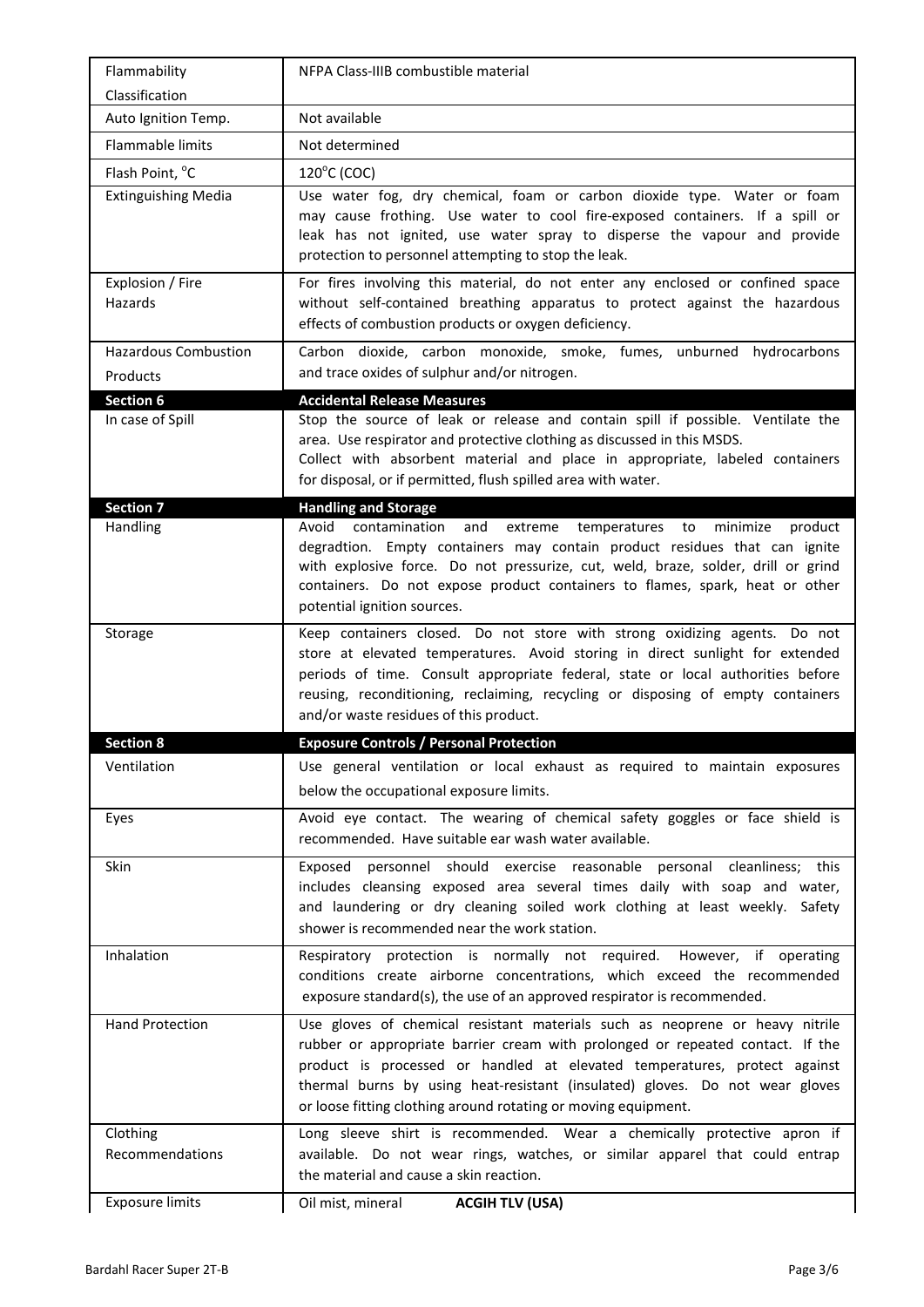| | |
|---|---|
| Flammability Classification | NFPA Class-IIIB combustible material |
| Auto Ignition Temp. | Not available |
| Flammable limits | Not determined |
| Flash Point, °C | 120°C (COC) |
| Extinguishing Media | Use water fog, dry chemical, foam or carbon dioxide type. Water or foam may cause frothing. Use water to cool fire-exposed containers. If a spill or leak has not ignited, use water spray to disperse the vapour and provide protection to personnel attempting to stop the leak. |
| Explosion / Fire Hazards | For fires involving this material, do not enter any enclosed or confined space without self-contained breathing apparatus to protect against the hazardous effects of combustion products or oxygen deficiency. |
| Hazardous Combustion Products | Carbon dioxide, carbon monoxide, smoke, fumes, unburned hydrocarbons and trace oxides of sulphur and/or nitrogen. |
| **Section 6** | **Accidental Release Measures** |
| In case of Spill | Stop the source of leak or release and contain spill if possible. Ventilate the area. Use respirator and protective clothing as discussed in this MSDS. Collect with absorbent material and place in appropriate, labeled containers for disposal, or if permitted, flush spilled area with water. |
| **Section 7** | **Handling and Storage** |
| Handling | Avoid contamination and extreme temperatures to minimize product degradtion. Empty containers may contain product residues that can ignite with explosive force. Do not pressurize, cut, weld, braze, solder, drill or grind containers. Do not expose product containers to flames, spark, heat or other potential ignition sources. |
| Storage | Keep containers closed. Do not store with strong oxidizing agents. Do not store at elevated temperatures. Avoid storing in direct sunlight for extended periods of time. Consult appropriate federal, state or local authorities before reusing, reconditioning, reclaiming, recycling or disposing of empty containers and/or waste residues of this product. |
| **Section 8** | **Exposure Controls / Personal Protection** |
| Ventilation | Use general ventilation or local exhaust as required to maintain exposures below the occupational exposure limits. |
| Eyes | Avoid eye contact. The wearing of chemical safety goggles or face shield is recommended. Have suitable ear wash water available. |
| Skin | Exposed personnel should exercise reasonable personal cleanliness; this includes cleansing exposed area several times daily with soap and water, and laundering or dry cleaning soiled work clothing at least weekly. Safety shower is recommended near the work station. |
| Inhalation | Respiratory protection is normally not required. However, if operating conditions create airborne concentrations, which exceed the recommended exposure standard(s), the use of an approved respirator is recommended. |
| Hand Protection | Use gloves of chemical resistant materials such as neoprene or heavy nitrile rubber or appropriate barrier cream with prolonged or repeated contact. If the product is processed or handled at elevated temperatures, protect against thermal burns by using heat-resistant (insulated) gloves. Do not wear gloves or loose fitting clothing around rotating or moving equipment. |
| Clothing Recommendations | Long sleeve shirt is recommended. Wear a chemically protective apron if available. Do not wear rings, watches, or similar apparel that could entrap the material and cause a skin reaction. |
| Exposure limits | Oil mist, mineral **ACGIH TLV (USA)** |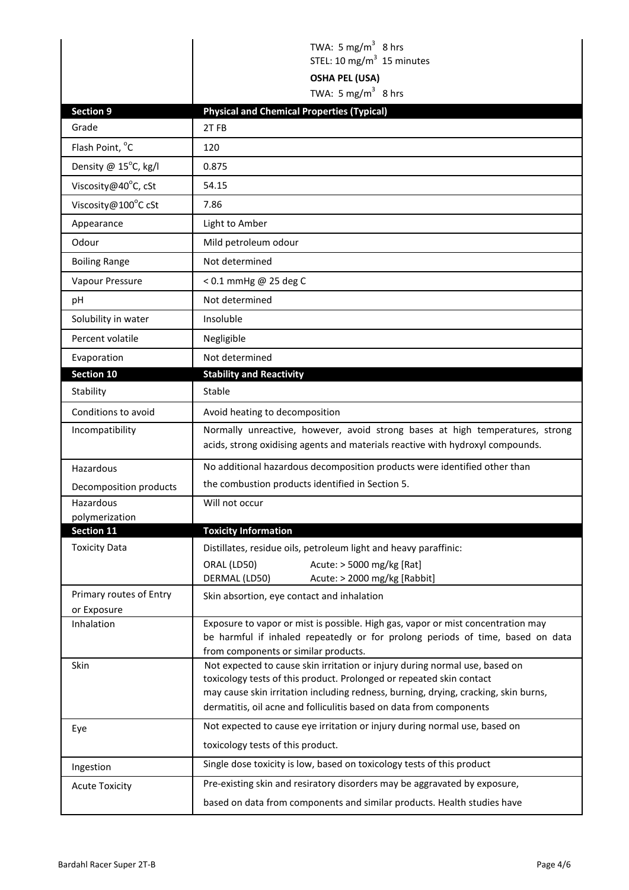| | |
|---|---|
| | TWA: 5 mg/m$^3$ 8 hrs<br>STEL: 10 mg/m$^3$ 15 minutes<br>**OSHA PEL (USA)**<br>TWA: 5 mg/m$^3$ 8 hrs |

| **Section 9** | **Physical and Chemical Properties (Typical)** |
|---|---|
| Grade | 2T FB |
| Flash Point, °C | 120 |
| Density @ 15°C, kg/l | 0.875 |
| Viscosity@40°C, cSt | 54.15 |
| Viscosity@100°C cSt | 7.86 |
| Appearance | Light to Amber |
| Odour | Mild petroleum odour |
| Boiling Range | Not determined |
| Vapour Pressure | < 0.1 mmHg @ 25 deg C |
| pH | Not determined |
| Solubility in water | Insoluble |
| Percent volatile | Negligible |
| Evaporation | Not determined |

| **Section 10** | **Stability and Reactivity** |
|---|---|
| Stability | Stable |
| Conditions to avoid | Avoid heating to decomposition |
| Incompatibility | Normally unreactive, however, avoid strong bases at high temperatures, strong acids, strong oxidising agents and materials reactive with hydroxyl compounds. |
| Hazardous Decomposition products | No additional hazardous decomposition products were identified other than the combustion products identified in Section 5. |
| Hazardous polymerization | Will not occur |

| **Section 11** | **Toxicity Information** |
|---|---|
| Toxicity Data | Distillates, residue oils, petroleum light and heavy paraffinic:<br>ORAL (LD50) Acute: > 5000 mg/kg [Rat]<br>DERMAL (LD50) Acute: > 2000 mg/kg [Rabbit] |
| Primary routes of Entry or Exposure | Skin absorption, eye contact and inhalation |
| Inhalation | Exposure to vapor or mist is possible. High gas, vapor or mist concentration may be harmful if inhaled repeatedly or for prolong periods of time, based on data from components or similar products. |
| Skin | Not expected to cause skin irritation or injury during normal use, based on toxicology tests of this product. Prolonged or repeated skin contact may cause skin irritation including redness, burning, drying, cracking, skin burns, dermatitis, oil acne and folliculitis based on data from components |
| Eye | Not expected to cause eye irritation or injury during normal use, based on toxicology tests of this product. |
| Ingestion | Single dose toxicity is low, based on toxicology tests of this product |
| Acute Toxicity | Pre-existing skin and resiratory disorders may be aggravated by exposure, based on data from components and similar products. Health studies have |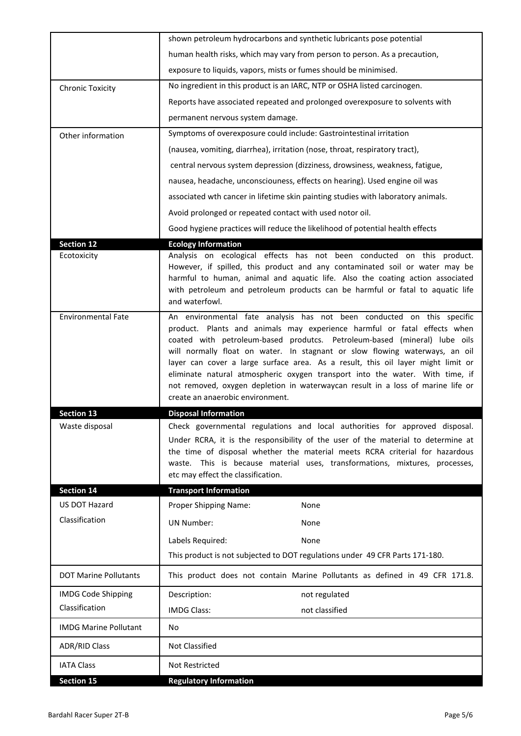| | |
|---|---|
| | shown petroleum hydrocarbons and synthetic lubricants pose potential human health risks, which may vary from person to person. As a precaution, exposure to liquids, vapors, mists or fumes should be minimised. |
| Chronic Toxicity | No ingredient in this product is an IARC, NTP or OSHA listed carcinogen. Reports have associated repeated and prolonged overexposure to solvents with permanent nervous system damage. |
| Other information | Symptoms of overexposure could include: Gastrointestinal irritation (nausea, vomiting, diarrhea), irritation (nose, throat, respiratory tract), central nervous system depression (dizziness, drowsiness, weakness, fatigue, nausea, headache, unconsciouness, effects on hearing). Used engine oil was associated wth cancer in lifetime skin painting studies with laboratory animals. Avoid prolonged or repeated contact with used notor oil. Good hygiene practices will reduce the likelihood of potential health effects |
| **Section 12** | **Ecology Information** |
| Ecotoxicity | Analysis on ecological effects has not been conducted on this product. However, if spilled, this product and any contaminated soil or water may be harmful to human, animal and aquatic life. Also the coating action associated with petroleum and petroleum products can be harmful or fatal to aquatic life and waterfowl. |
| Environmental Fate | An environmental fate analysis has not been conducted on this specific product. Plants and animals may experience harmful or fatal effects when coated with petroleum-based produtcs. Petroleum-based (mineral) lube oils will normally float on water. In stagnant or slow flowing waterways, an oil layer can cover a large surface area. As a result, this oil layer might limit or eliminate natural atmospheric oxygen transport into the water. With time, if not removed, oxygen depletion in waterwaycan result in a loss of marine life or create an anaerobic environment. |
| **Section 13** | **Disposal Information** |
| Waste disposal | Check governmental regulations and local authorities for approved disposal. Under RCRA, it is the responsibility of the user of the material to determine at the time of disposal whether the material meets RCRA criterial for hazardous waste. This is because material uses, transformations, mixtures, processes, etc may effect the classification. |
| **Section 14** | **Transport Information** |
| US DOT Hazard Classification | Proper Shipping Name: None<br>UN Number: None<br>Labels Required: None<br>This product is not subjected to DOT regulations under 49 CFR Parts 171-180. |
| DOT Marine Pollutants | This product does not contain Marine Pollutants as defined in 49 CFR 171.8. |
| IMDG Code Shipping Classification | Description: not regulated<br>IMDG Class: not classified |
| IMDG Marine Pollutant | No |
| ADR/RID Class | Not Classified |
| IATA Class | Not Restricted |
| **Section 15** | **Regulatory Information** |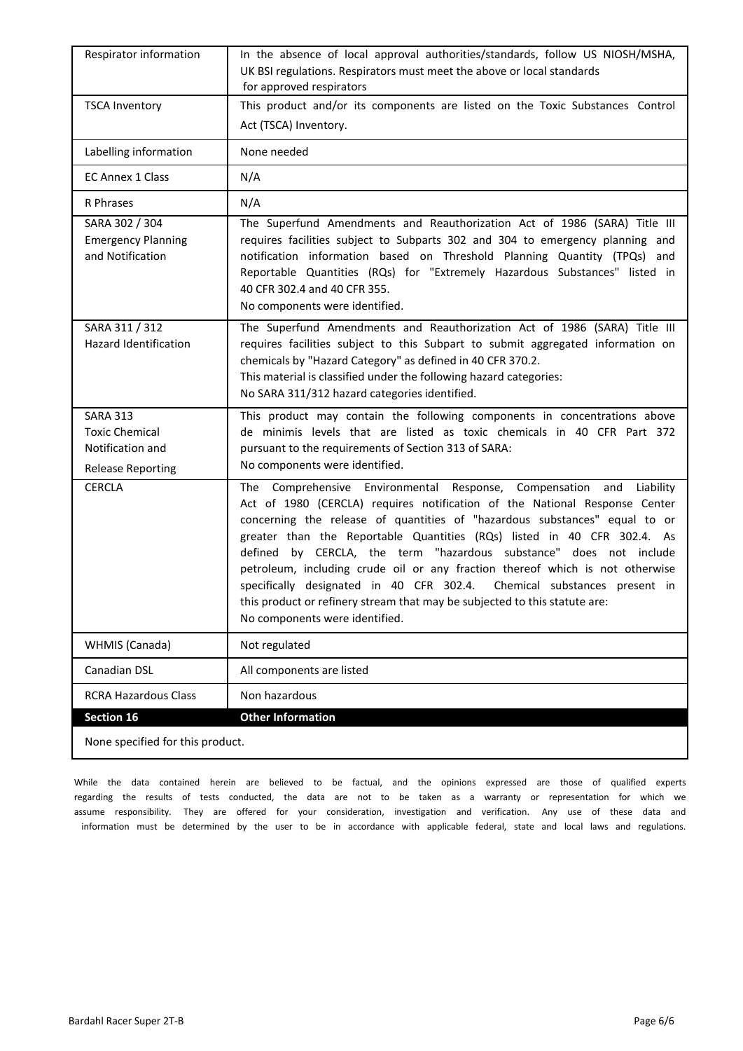| | |
|---|---|
| Respirator information | In the absence of local approval authorities/standards, follow US NIOSH/MSHA, UK BSI regulations. Respirators must meet the above or local standards for approved respirators |
| TSCA Inventory | This product and/or its components are listed on the Toxic Substances Control Act (TSCA) Inventory. |
| Labelling information | None needed |
| EC Annex 1 Class | N/A |
| R Phrases | N/A |
| SARA 302 / 304 Emergency Planning and Notification | The Superfund Amendments and Reauthorization Act of 1986 (SARA) Title III requires facilities subject to Subparts 302 and 304 to emergency planning and notification information based on Threshold Planning Quantity (TPQs) and Reportable Quantities (RQs) for "Extremely Hazardous Substances" listed in 40 CFR 302.4 and 40 CFR 355. No components were identified. |
| SARA 311 / 312 Hazard Identification | The Superfund Amendments and Reauthorization Act of 1986 (SARA) Title III requires facilities subject to this Subpart to submit aggregated information on chemicals by "Hazard Category" as defined in 40 CFR 370.2. This material is classified under the following hazard categories: No SARA 311/312 hazard categories identified. |
| SARA 313 Toxic Chemical Notification and Release Reporting | This product may contain the following components in concentrations above de minimis levels that are listed as toxic chemicals in 40 CFR Part 372 pursuant to the requirements of Section 313 of SARA: No components were identified. |
| CERCLA | The Comprehensive Environmental Response, Compensation and Liability Act of 1980 (CERCLA) requires notification of the National Response Center concerning the release of quantities of "hazardous substances" equal to or greater than the Reportable Quantities (RQs) listed in 40 CFR 302.4. As defined by CERCLA, the term "hazardous substance" does not include petroleum, including crude oil or any fraction thereof which is not otherwise specifically designated in 40 CFR 302.4. Chemical substances present in this product or refinery stream that may be subjected to this statute are: No components were identified. |
| WHMIS (Canada) | Not regulated |
| Canadian DSL | All components are listed |
| RCRA Hazardous Class | Non hazardous |

## Section 16 Other Information

None specified for this product.

While the data contained herein are believed to be factual, and the opinions expressed are those of qualified experts regarding the results of tests conducted, the data are not to be taken as a warranty or representation for which we assume responsibility. They are offered for your consideration, investigation and verification. Any use of these data and information must be determined by the user to be in accordance with applicable federal, state and local laws and regulations.